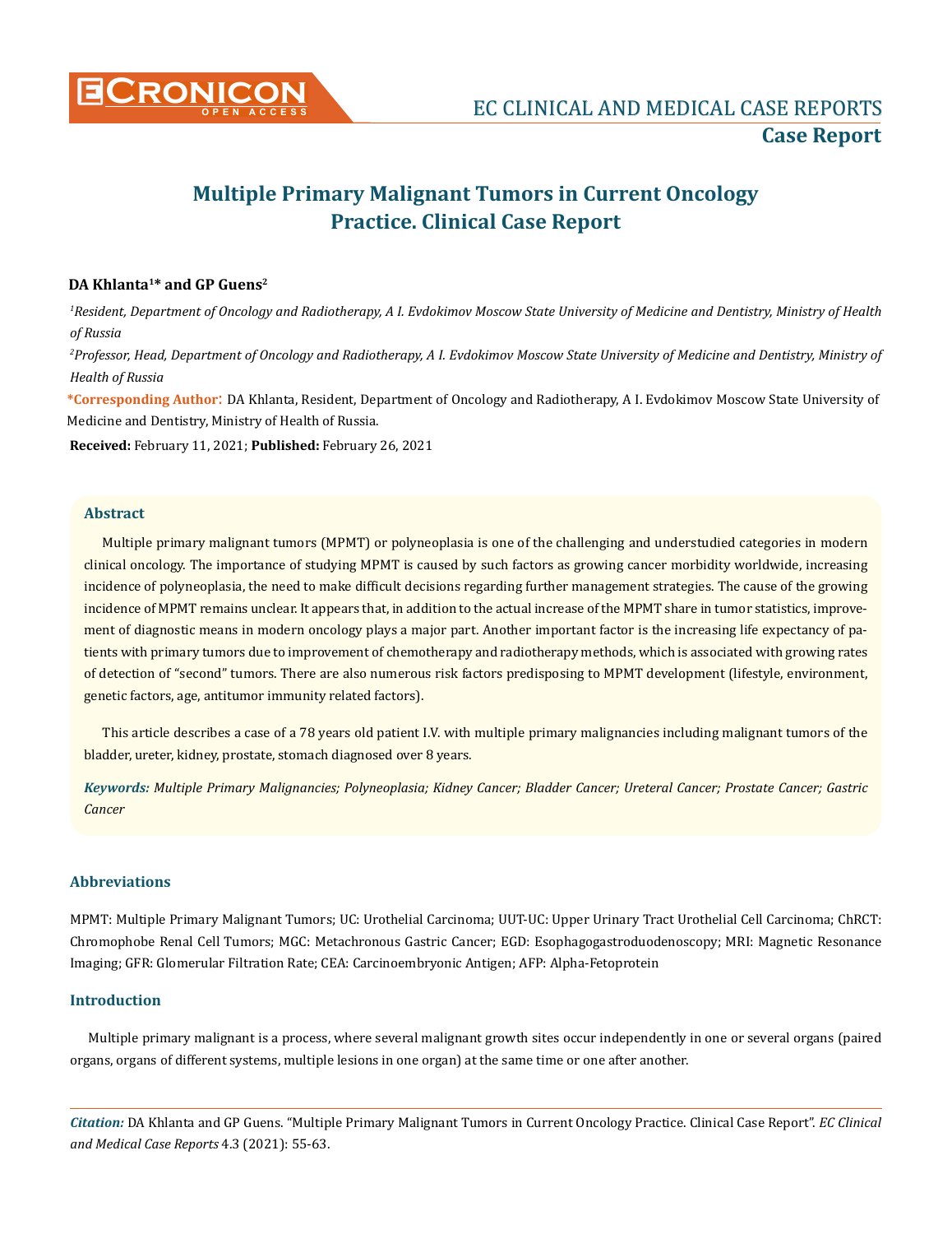# Multiple Primary Malignant Tumors in Current Oncology Practice. Clinical Case Report

**DA Khlanta[1]* and GP Guens[2]**

[1]*Resident, Department of Oncology and Radiotherapy, A I. Evdokimov Moscow State University of Medicine and Dentistry, Ministry of Health of Russia*

[2]*Professor, Head, Department of Oncology and Radiotherapy, A I. Evdokimov Moscow State University of Medicine and Dentistry, Ministry of Health of Russia*

**\*Corresponding Author:** DA Khlanta, Resident, Department of Oncology and Radiotherapy, A I. Evdokimov Moscow State University of Medicine and Dentistry, Ministry of Health of Russia.

**Received:** February 11, 2021; **Published:** February 26, 2021

## Abstract

Multiple primary malignant tumors (MPMT) or polyneoplasia is one of the challenging and understudied categories in modern clinical oncology. The importance of studying MPMT is caused by such factors as growing cancer morbidity worldwide, increasing incidence of polyneoplasia, the need to make difficult decisions regarding further management strategies. The cause of the growing incidence of MPMT remains unclear. It appears that, in addition to the actual increase of the MPMT share in tumor statistics, improvement of diagnostic means in modern oncology plays a major part. Another important factor is the increasing life expectancy of patients with primary tumors due to improvement of chemotherapy and radiotherapy methods, which is associated with growing rates of detection of "second" tumors. There are also numerous risk factors predisposing to MPMT development (lifestyle, environment, genetic factors, age, antitumor immunity related factors).

This article describes a case of a 78 years old patient I.V. with multiple primary malignancies including malignant tumors of the bladder, ureter, kidney, prostate, stomach diagnosed over 8 years.

***Keywords:** Multiple Primary Malignancies; Polyneoplasia; Kidney Cancer; Bladder Cancer; Ureteral Cancer; Prostate Cancer; Gastric Cancer*

## Abbreviations

MPMT: Multiple Primary Malignant Tumors; UC: Urothelial Carcinoma; UUT-UC: Upper Urinary Tract Urothelial Cell Carcinoma; ChRCT: Chromophobe Renal Cell Tumors; MGC: Metachronous Gastric Cancer; EGD: Esophagogastroduodenoscopy; MRI: Magnetic Resonance Imaging; GFR: Glomerular Filtration Rate; CEA: Carcinoembryonic Antigen; AFP: Alpha-Fetoprotein

## Introduction

Multiple primary malignant is a process, where several malignant growth sites occur independently in one or several organs (paired organs, organs of different systems, multiple lesions in one organ) at the same time or one after another.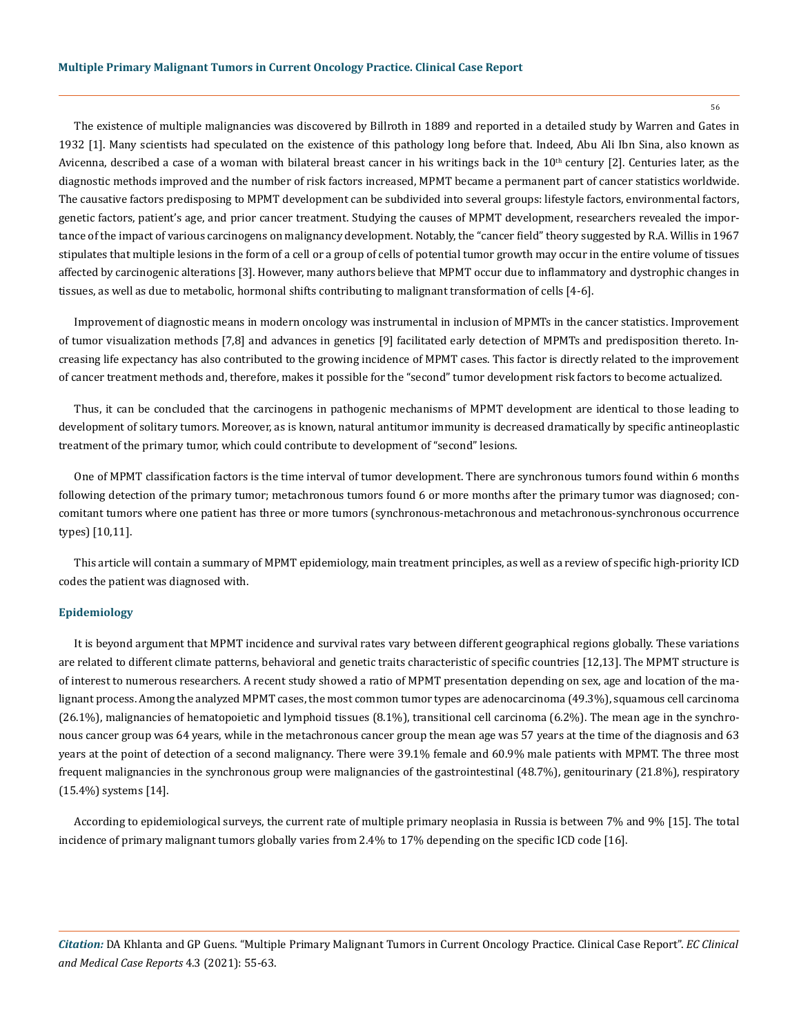The existence of multiple malignancies was discovered by Billroth in 1889 and reported in a detailed study by Warren and Gates in 1932 [1]. Many scientists had speculated on the existence of this pathology long before that. Indeed, Abu Ali Ibn Sina, also known as Avicenna, described a case of a woman with bilateral breast cancer in his writings back in the 10th century [2]. Centuries later, as the diagnostic methods improved and the number of risk factors increased, MPMT became a permanent part of cancer statistics worldwide. The causative factors predisposing to MPMT development can be subdivided into several groups: lifestyle factors, environmental factors, genetic factors, patient's age, and prior cancer treatment. Studying the causes of MPMT development, researchers revealed the importance of the impact of various carcinogens on malignancy development. Notably, the "cancer field" theory suggested by R.A. Willis in 1967 stipulates that multiple lesions in the form of a cell or a group of cells of potential tumor growth may occur in the entire volume of tissues affected by carcinogenic alterations [3]. However, many authors believe that MPMT occur due to inflammatory and dystrophic changes in tissues, as well as due to metabolic, hormonal shifts contributing to malignant transformation of cells [4-6].

Improvement of diagnostic means in modern oncology was instrumental in inclusion of MPMTs in the cancer statistics. Improvement of tumor visualization methods [7,8] and advances in genetics [9] facilitated early detection of MPMTs and predisposition thereto. Increasing life expectancy has also contributed to the growing incidence of MPMT cases. This factor is directly related to the improvement of cancer treatment methods and, therefore, makes it possible for the "second" tumor development risk factors to become actualized.

Thus, it can be concluded that the carcinogens in pathogenic mechanisms of MPMT development are identical to those leading to development of solitary tumors. Moreover, as is known, natural antitumor immunity is decreased dramatically by specific antineoplastic treatment of the primary tumor, which could contribute to development of "second" lesions.

One of MPMT classification factors is the time interval of tumor development. There are synchronous tumors found within 6 months following detection of the primary tumor; metachronous tumors found 6 or more months after the primary tumor was diagnosed; concomitant tumors where one patient has three or more tumors (synchronous-metachronous and metachronous-synchronous occurrence types) [10,11].

This article will contain a summary of MPMT epidemiology, main treatment principles, as well as a review of specific high-priority ICD codes the patient was diagnosed with.

## Epidemiology

It is beyond argument that MPMT incidence and survival rates vary between different geographical regions globally. These variations are related to different climate patterns, behavioral and genetic traits characteristic of specific countries [12,13]. The MPMT structure is of interest to numerous researchers. A recent study showed a ratio of MPMT presentation depending on sex, age and location of the malignant process. Among the analyzed MPMT cases, the most common tumor types are adenocarcinoma (49.3%), squamous cell carcinoma (26.1%), malignancies of hematopoietic and lymphoid tissues (8.1%), transitional cell carcinoma (6.2%). The mean age in the synchronous cancer group was 64 years, while in the metachronous cancer group the mean age was 57 years at the time of the diagnosis and 63 years at the point of detection of a second malignancy. There were 39.1% female and 60.9% male patients with MPMT. The three most frequent malignancies in the synchronous group were malignancies of the gastrointestinal (48.7%), genitourinary (21.8%), respiratory (15.4%) systems [14].

According to epidemiological surveys, the current rate of multiple primary neoplasia in Russia is between 7% and 9% [15]. The total incidence of primary malignant tumors globally varies from 2.4% to 17% depending on the specific ICD code [16].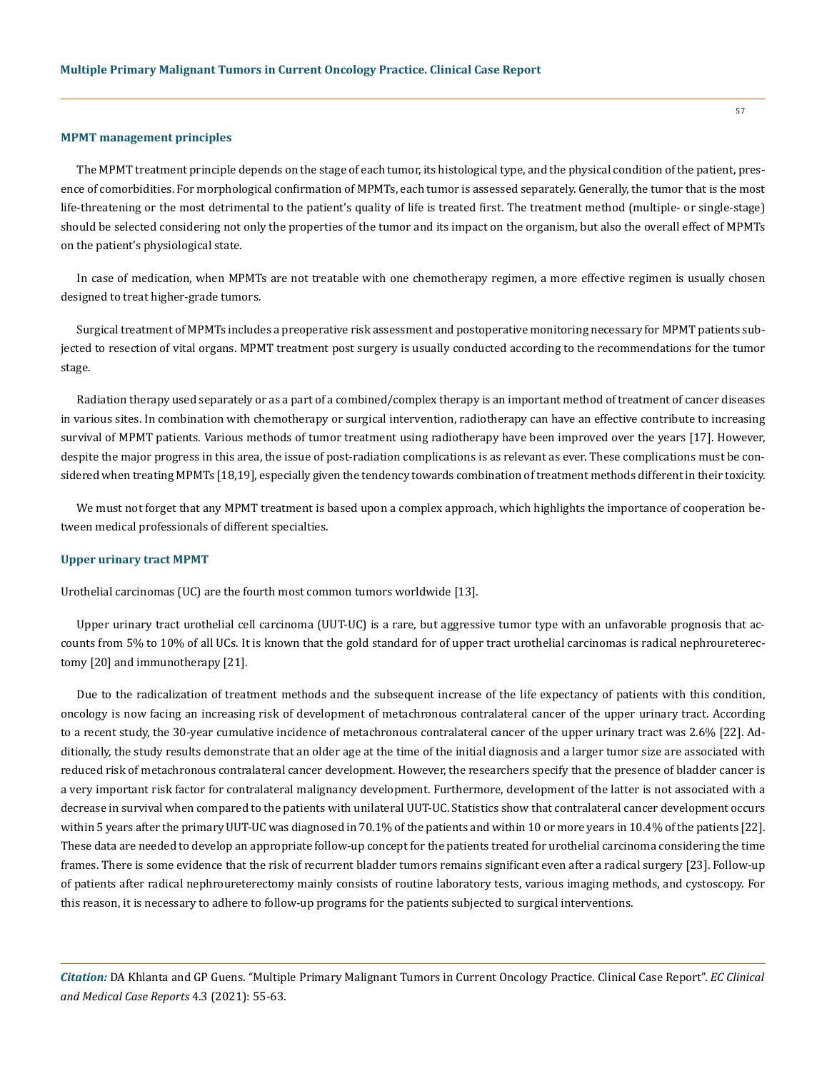### MPMT management principles

The MPMT treatment principle depends on the stage of each tumor, its histological type, and the physical condition of the patient, presence of comorbidities. For morphological confirmation of MPMTs, each tumor is assessed separately. Generally, the tumor that is the most life-threatening or the most detrimental to the patient's quality of life is treated first. The treatment method (multiple- or single-stage) should be selected considering not only the properties of the tumor and its impact on the organism, but also the overall effect of MPMTs on the patient's physiological state.

In case of medication, when MPMTs are not treatable with one chemotherapy regimen, a more effective regimen is usually chosen designed to treat higher-grade tumors.

Surgical treatment of MPMTs includes a preoperative risk assessment and postoperative monitoring necessary for MPMT patients subjected to resection of vital organs. MPMT treatment post surgery is usually conducted according to the recommendations for the tumor stage.

Radiation therapy used separately or as a part of a combined/complex therapy is an important method of treatment of cancer diseases in various sites. In combination with chemotherapy or surgical intervention, radiotherapy can have an effective contribute to increasing survival of MPMT patients. Various methods of tumor treatment using radiotherapy have been improved over the years [17]. However, despite the major progress in this area, the issue of post-radiation complications is as relevant as ever. These complications must be considered when treating MPMTs [18,19], especially given the tendency towards combination of treatment methods different in their toxicity.

We must not forget that any MPMT treatment is based upon a complex approach, which highlights the importance of cooperation between medical professionals of different specialties.

### Upper urinary tract MPMT

Urothelial carcinomas (UC) are the fourth most common tumors worldwide [13].

Upper urinary tract urothelial cell carcinoma (UUT-UC) is a rare, but aggressive tumor type with an unfavorable prognosis that accounts from 5% to 10% of all UCs. It is known that the gold standard for of upper tract urothelial carcinomas is radical nephroureterectomy [20] and immunotherapy [21].

Due to the radicalization of treatment methods and the subsequent increase of the life expectancy of patients with this condition, oncology is now facing an increasing risk of development of metachronous contralateral cancer of the upper urinary tract. According to a recent study, the 30-year cumulative incidence of metachronous contralateral cancer of the upper urinary tract was 2.6% [22]. Additionally, the study results demonstrate that an older age at the time of the initial diagnosis and a larger tumor size are associated with reduced risk of metachronous contralateral cancer development. However, the researchers specify that the presence of bladder cancer is a very important risk factor for contralateral malignancy development. Furthermore, development of the latter is not associated with a decrease in survival when compared to the patients with unilateral UUT-UC. Statistics show that contralateral cancer development occurs within 5 years after the primary UUT-UC was diagnosed in 70.1% of the patients and within 10 or more years in 10.4% of the patients [22]. These data are needed to develop an appropriate follow-up concept for the patients treated for urothelial carcinoma considering the time frames. There is some evidence that the risk of recurrent bladder tumors remains significant even after a radical surgery [23]. Follow-up of patients after radical nephroureterectomy mainly consists of routine laboratory tests, various imaging methods, and cystoscopy. For this reason, it is necessary to adhere to follow-up programs for the patients subjected to surgical interventions.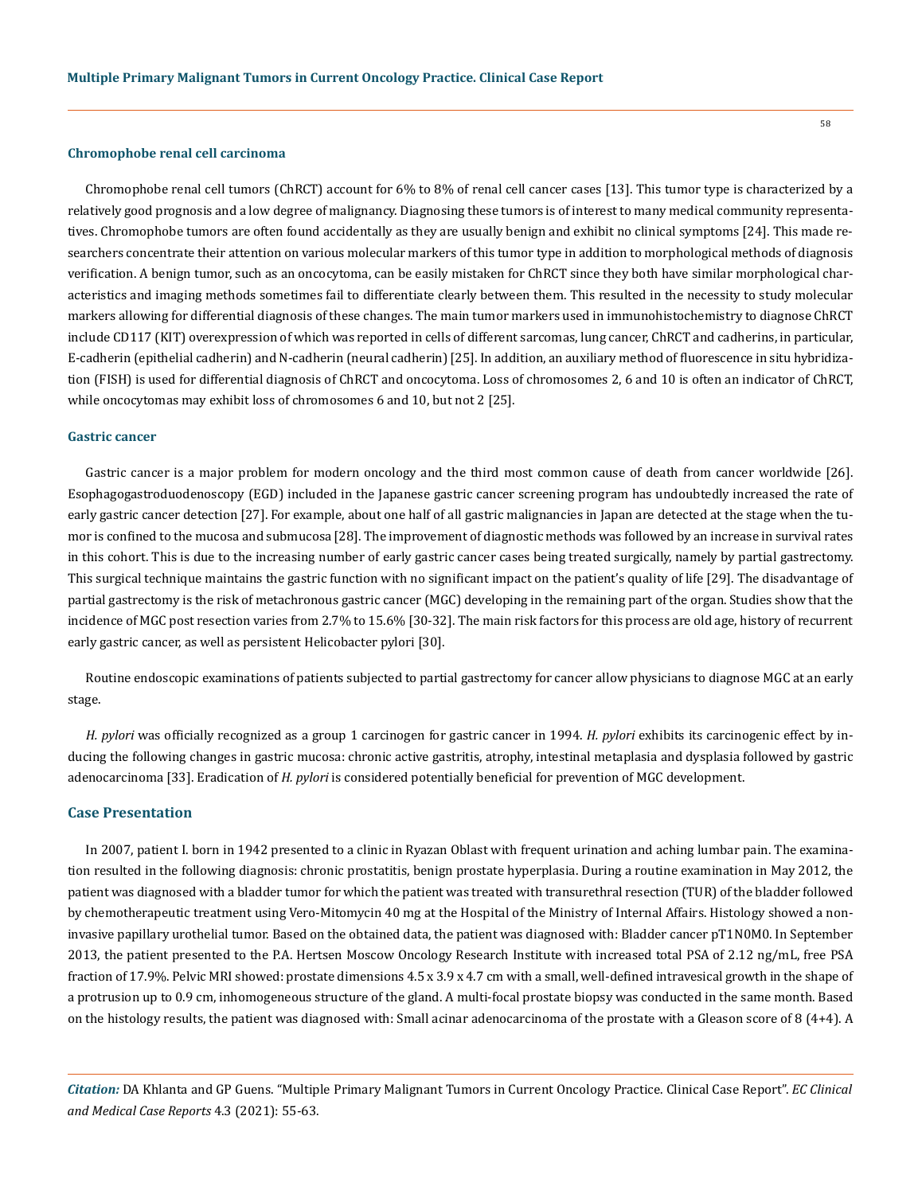### Chromophobe renal cell carcinoma

Chromophobe renal cell tumors (ChRCT) account for 6% to 8% of renal cell cancer cases [13]. This tumor type is characterized by a relatively good prognosis and a low degree of malignancy. Diagnosing these tumors is of interest to many medical community representatives. Chromophobe tumors are often found accidentally as they are usually benign and exhibit no clinical symptoms [24]. This made researchers concentrate their attention on various molecular markers of this tumor type in addition to morphological methods of diagnosis verification. A benign tumor, such as an oncocytoma, can be easily mistaken for ChRCT since they both have similar morphological characteristics and imaging methods sometimes fail to differentiate clearly between them. This resulted in the necessity to study molecular markers allowing for differential diagnosis of these changes. The main tumor markers used in immunohistochemistry to diagnose ChRCT include CD117 (KIT) overexpression of which was reported in cells of different sarcomas, lung cancer, ChRCT and cadherins, in particular, E-cadherin (epithelial cadherin) and N-cadherin (neural cadherin) [25]. In addition, an auxiliary method of fluorescence in situ hybridization (FISH) is used for differential diagnosis of ChRCT and oncocytoma. Loss of chromosomes 2, 6 and 10 is often an indicator of ChRCT, while oncocytomas may exhibit loss of chromosomes 6 and 10, but not 2 [25].

### Gastric cancer

Gastric cancer is a major problem for modern oncology and the third most common cause of death from cancer worldwide [26]. Esophagogastroduodenoscopy (EGD) included in the Japanese gastric cancer screening program has undoubtedly increased the rate of early gastric cancer detection [27]. For example, about one half of all gastric malignancies in Japan are detected at the stage when the tumor is confined to the mucosa and submucosa [28]. The improvement of diagnostic methods was followed by an increase in survival rates in this cohort. This is due to the increasing number of early gastric cancer cases being treated surgically, namely by partial gastrectomy. This surgical technique maintains the gastric function with no significant impact on the patient's quality of life [29]. The disadvantage of partial gastrectomy is the risk of metachronous gastric cancer (MGC) developing in the remaining part of the organ. Studies show that the incidence of MGC post resection varies from 2.7% to 15.6% [30-32]. The main risk factors for this process are old age, history of recurrent early gastric cancer, as well as persistent Helicobacter pylori [30].

Routine endoscopic examinations of patients subjected to partial gastrectomy for cancer allow physicians to diagnose MGC at an early stage.

*H. pylori* was officially recognized as a group 1 carcinogen for gastric cancer in 1994. *H. pylori* exhibits its carcinogenic effect by inducing the following changes in gastric mucosa: chronic active gastritis, atrophy, intestinal metaplasia and dysplasia followed by gastric adenocarcinoma [33]. Eradication of *H. pylori* is considered potentially beneficial for prevention of MGC development.

## Case Presentation

In 2007, patient I. born in 1942 presented to a clinic in Ryazan Oblast with frequent urination and aching lumbar pain. The examination resulted in the following diagnosis: chronic prostatitis, benign prostate hyperplasia. During a routine examination in May 2012, the patient was diagnosed with a bladder tumor for which the patient was treated with transurethral resection (TUR) of the bladder followed by chemotherapeutic treatment using Vero-Mitomycin 40 mg at the Hospital of the Ministry of Internal Affairs. Histology showed a non-invasive papillary urothelial tumor. Based on the obtained data, the patient was diagnosed with: Bladder cancer pT1N0M0. In September 2013, the patient presented to the P.A. Hertsen Moscow Oncology Research Institute with increased total PSA of 2.12 ng/mL, free PSA fraction of 17.9%. Pelvic MRI showed: prostate dimensions 4.5 x 3.9 x 4.7 cm with a small, well-defined intravesical growth in the shape of a protrusion up to 0.9 cm, inhomogeneous structure of the gland. A multi-focal prostate biopsy was conducted in the same month. Based on the histology results, the patient was diagnosed with: Small acinar adenocarcinoma of the prostate with a Gleason score of 8 (4+4). A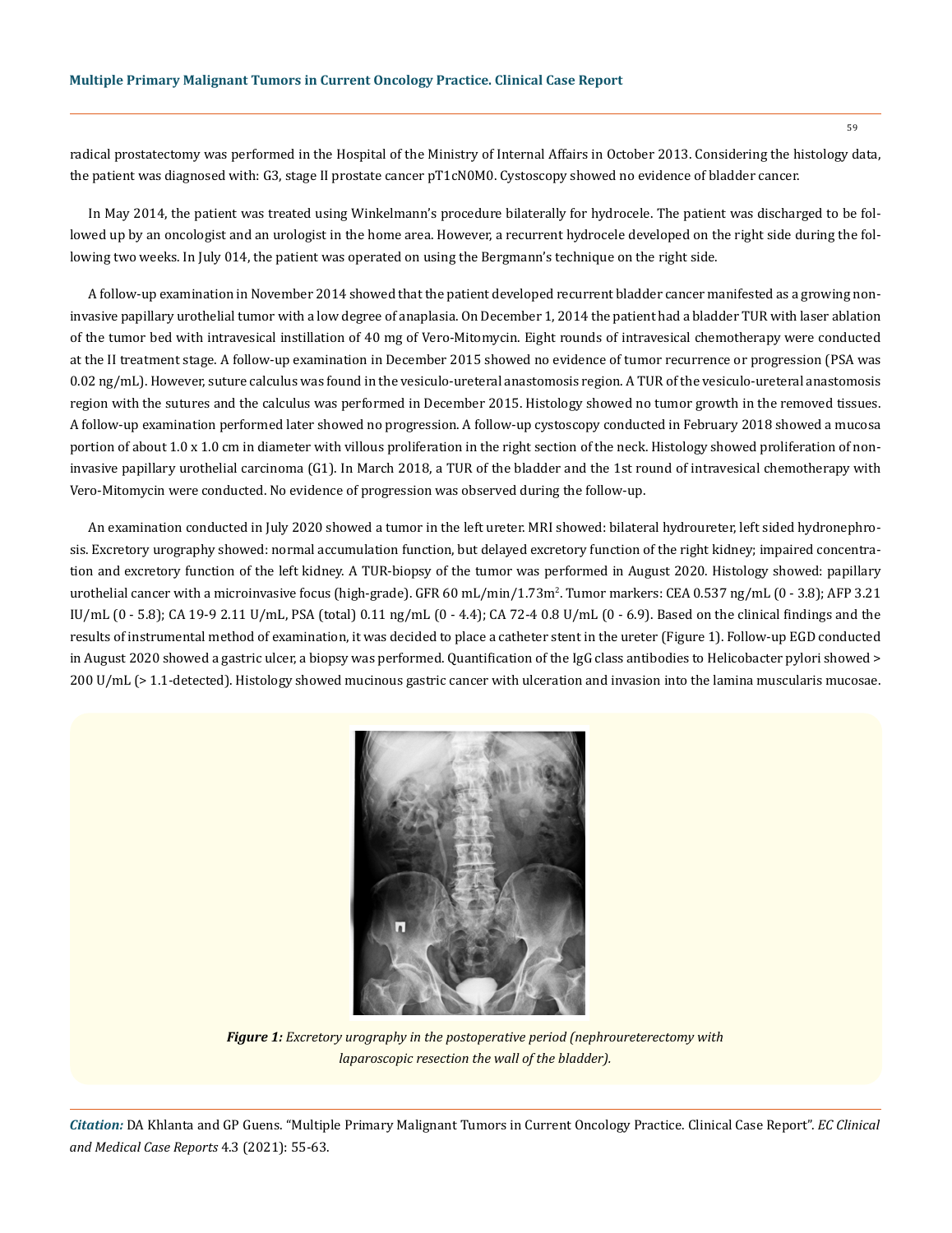radical prostatectomy was performed in the Hospital of the Ministry of Internal Affairs in October 2013. Considering the histology data, the patient was diagnosed with: G3, stage II prostate cancer pT1cN0M0. Cystoscopy showed no evidence of bladder cancer.

In May 2014, the patient was treated using Winkelmann's procedure bilaterally for hydrocele. The patient was discharged to be followed up by an oncologist and an urologist in the home area. However, a recurrent hydrocele developed on the right side during the following two weeks. In July 014, the patient was operated on using the Bergmann's technique on the right side.

A follow-up examination in November 2014 showed that the patient developed recurrent bladder cancer manifested as a growing non-invasive papillary urothelial tumor with a low degree of anaplasia. On December 1, 2014 the patient had a bladder TUR with laser ablation of the tumor bed with intravesical instillation of 40 mg of Vero-Mitomycin. Eight rounds of intravesical chemotherapy were conducted at the II treatment stage. A follow-up examination in December 2015 showed no evidence of tumor recurrence or progression (PSA was 0.02 ng/mL). However, suture calculus was found in the vesiculo-ureteral anastomosis region. A TUR of the vesiculo-ureteral anastomosis region with the sutures and the calculus was performed in December 2015. Histology showed no tumor growth in the removed tissues. A follow-up examination performed later showed no progression. A follow-up cystoscopy conducted in February 2018 showed a mucosa portion of about 1.0 x 1.0 cm in diameter with villous proliferation in the right section of the neck. Histology showed proliferation of non-invasive papillary urothelial carcinoma (G1). In March 2018, a TUR of the bladder and the 1st round of intravesical chemotherapy with Vero-Mitomycin were conducted. No evidence of progression was observed during the follow-up.

An examination conducted in July 2020 showed a tumor in the left ureter. MRI showed: bilateral hydroureter, left sided hydronephrosis. Excretory urography showed: normal accumulation function, but delayed excretory function of the right kidney; impaired concentration and excretory function of the left kidney. A TUR-biopsy of the tumor was performed in August 2020. Histology showed: papillary urothelial cancer with a microinvasive focus (high-grade). GFR 60 mL/min/1.73m$^2$. Tumor markers: CEA 0.537 ng/mL (0 - 3.8); AFP 3.21 IU/mL (0 - 5.8); CA 19-9 2.11 U/mL, PSA (total) 0.11 ng/mL (0 - 4.4); CA 72-4 0.8 U/mL (0 - 6.9). Based on the clinical findings and the results of instrumental method of examination, it was decided to place a catheter stent in the ureter (Figure 1). Follow-up EGD conducted in August 2020 showed a gastric ulcer, a biopsy was performed. Quantification of the IgG class antibodies to Helicobacter pylori showed > 200 U/mL (> 1.1-detected). Histology showed mucinous gastric cancer with ulceration and invasion into the lamina muscularis mucosae.

***Figure 1:*** *Excretory urography in the postoperative period (nephroureterectomy with laparoscopic resection the wall of the bladder).*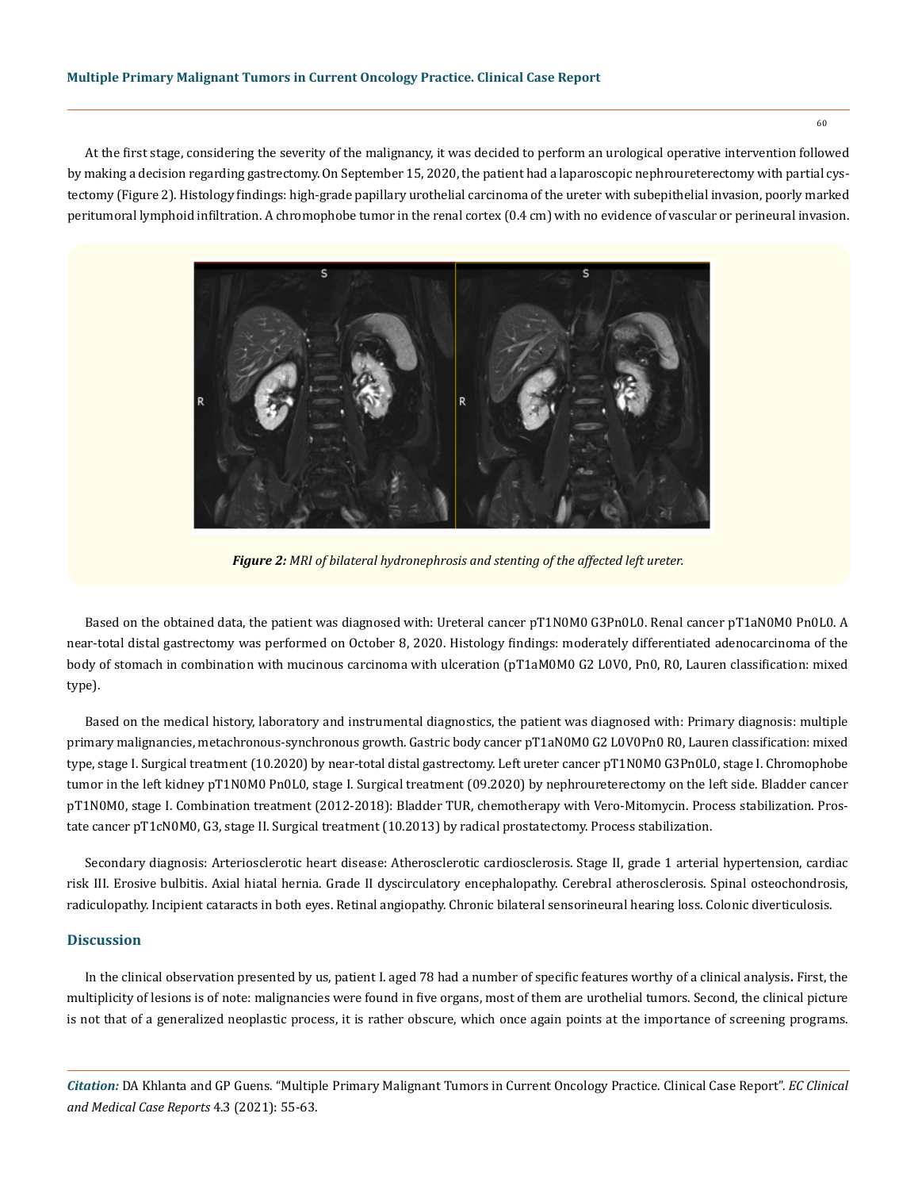At the first stage, considering the severity of the malignancy, it was decided to perform an urological operative intervention followed by making a decision regarding gastrectomy. On September 15, 2020, the patient had a laparoscopic nephroureterectomy with partial cystectomy (Figure 2). Histology findings: high-grade papillary urothelial carcinoma of the ureter with subepithelial invasion, poorly marked peritumoral lymphoid infiltration. A chromophobe tumor in the renal cortex (0.4 cm) with no evidence of vascular or perineural invasion.

***Figure 2:*** *MRI of bilateral hydronephrosis and stenting of the affected left ureter.*

Based on the obtained data, the patient was diagnosed with: Ureteral cancer pT1N0M0 G3Pn0L0. Renal cancer pT1aN0M0 Pn0L0. A near-total distal gastrectomy was performed on October 8, 2020. Histology findings: moderately differentiated adenocarcinoma of the body of stomach in combination with mucinous carcinoma with ulceration (pT1aM0M0 G2 L0V0, Pn0, R0, Lauren classification: mixed type).

Based on the medical history, laboratory and instrumental diagnostics, the patient was diagnosed with: Primary diagnosis: multiple primary malignancies, metachronous-synchronous growth. Gastric body cancer pT1aN0M0 G2 L0V0Pn0 R0, Lauren classification: mixed type, stage I. Surgical treatment (10.2020) by near-total distal gastrectomy. Left ureter cancer pT1N0M0 G3Pn0L0, stage I. Chromophobe tumor in the left kidney pT1N0M0 Pn0L0, stage I. Surgical treatment (09.2020) by nephroureterectomy on the left side. Bladder cancer pT1N0M0, stage I. Combination treatment (2012-2018): Bladder TUR, chemotherapy with Vero-Mitomycin. Process stabilization. Prostate cancer pT1cN0M0, G3, stage II. Surgical treatment (10.2013) by radical prostatectomy. Process stabilization.

Secondary diagnosis: Arteriosclerotic heart disease: Atherosclerotic cardiosclerosis. Stage II, grade 1 arterial hypertension, cardiac risk III. Erosive bulbitis. Axial hiatal hernia. Grade II dyscirculatory encephalopathy. Cerebral atherosclerosis. Spinal osteochondrosis, radiculopathy. Incipient cataracts in both eyes. Retinal angiopathy. Chronic bilateral sensorineural hearing loss. Colonic diverticulosis.

## Discussion

In the clinical observation presented by us, patient I. aged 78 had a number of specific features worthy of a clinical analysis**.** First, the multiplicity of lesions is of note: malignancies were found in five organs, most of them are urothelial tumors. Second, the clinical picture is not that of a generalized neoplastic process, it is rather obscure, which once again points at the importance of screening programs.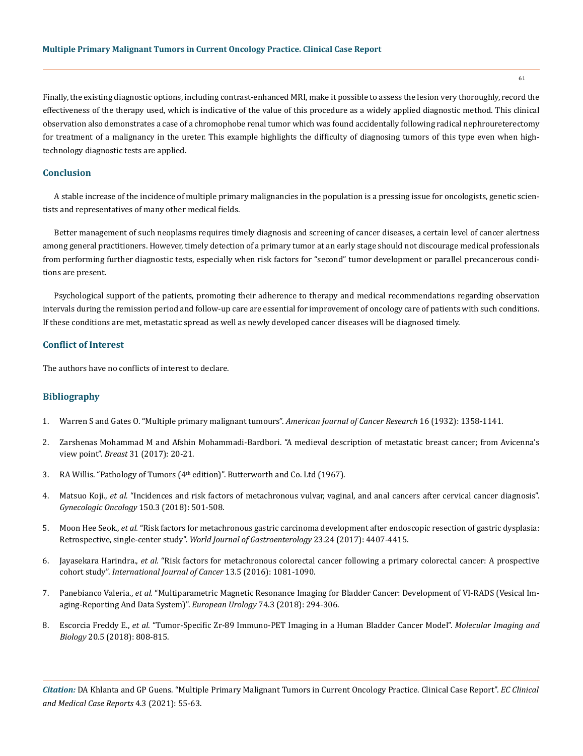Finally, the existing diagnostic options, including contrast-enhanced MRI, make it possible to assess the lesion very thoroughly, record the effectiveness of the therapy used, which is indicative of the value of this procedure as a widely applied diagnostic method. This clinical observation also demonstrates a case of a chromophobe renal tumor which was found accidentally following radical nephroureterectomy for treatment of a malignancy in the ureter. This example highlights the difficulty of diagnosing tumors of this type even when high-technology diagnostic tests are applied.

## Conclusion

A stable increase of the incidence of multiple primary malignancies in the population is a pressing issue for oncologists, genetic scientists and representatives of many other medical fields.

Better management of such neoplasms requires timely diagnosis and screening of cancer diseases, a certain level of cancer alertness among general practitioners. However, timely detection of a primary tumor at an early stage should not discourage medical professionals from performing further diagnostic tests, especially when risk factors for "second" tumor development or parallel precancerous conditions are present.

Psychological support of the patients, promoting their adherence to therapy and medical recommendations regarding observation intervals during the remission period and follow-up care are essential for improvement of oncology care of patients with such conditions. If these conditions are met, metastatic spread as well as newly developed cancer diseases will be diagnosed timely.

## Conflict of Interest

The authors have no conflicts of interest to declare.

## Bibliography

1. Warren S and Gates O. "Multiple primary malignant tumours". *American Journal of Cancer Research* 16 (1932): 1358-1141.
2. Zarshenas Mohammad M and Afshin Mohammadi-Bardbori. "A medieval description of metastatic breast cancer; from Avicenna's view point". *Breast* 31 (2017): 20-21.
3. RA Willis. "Pathology of Tumors (4th edition)". Butterworth and Co. Ltd (1967).
4. Matsuo Koji., *et al.* "Incidences and risk factors of metachronous vulvar, vaginal, and anal cancers after cervical cancer diagnosis". *Gynecologic Oncology* 150.3 (2018): 501-508.
5. Moon Hee Seok., *et al.* "Risk factors for metachronous gastric carcinoma development after endoscopic resection of gastric dysplasia: Retrospective, single-center study". *World Journal of Gastroenterology* 23.24 (2017): 4407-4415.
6. Jayasekara Harindra., *et al*. "Risk factors for metachronous colorectal cancer following a primary colorectal cancer: A prospective cohort study". *International Journal of Cancer* 13.5 (2016): 1081-1090.
7. Panebianco Valeria., *et al.* "Multiparametric Magnetic Resonance Imaging for Bladder Cancer: Development of VI-RADS (Vesical Imaging-Reporting And Data System)". *European Urology* 74.3 (2018): 294-306.
8. Escorcia Freddy E., *et al.* "Tumor-Specific Zr-89 Immuno-PET Imaging in a Human Bladder Cancer Model". *Molecular Imaging and Biology* 20.5 (2018): 808-815.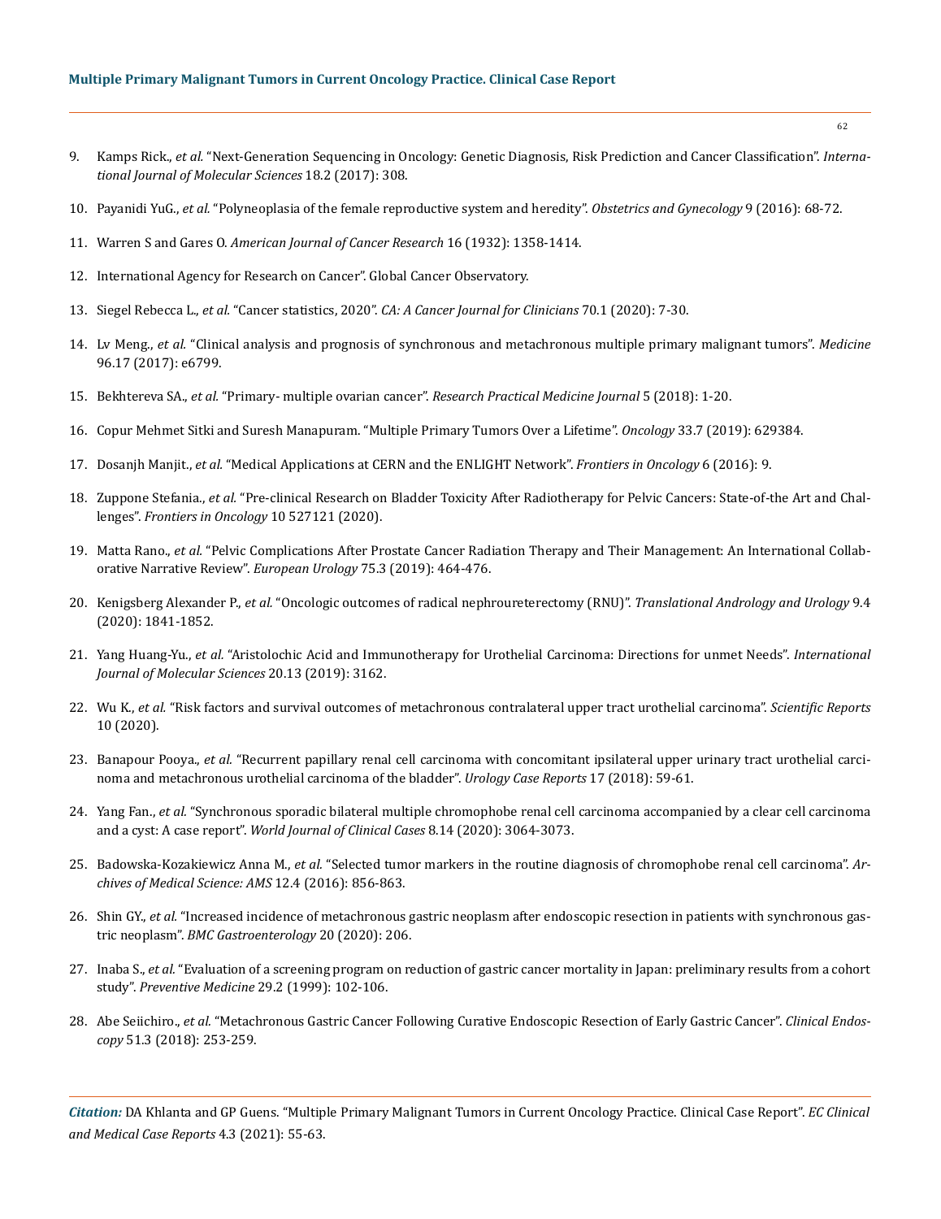9. Kamps Rick., *et al.* "Next-Generation Sequencing in Oncology: Genetic Diagnosis, Risk Prediction and Cancer Classification". *International Journal of Molecular Sciences* 18.2 (2017): 308.

10. Payanidi YuG., *et al.* "Polyneoplasia of the female reproductive system and heredity". *Obstetrics and Gynecology* 9 (2016): 68-72.

11. Warren S and Gares O. *American Journal of Cancer Research* 16 (1932): 1358-1414.

12. International Agency for Research on Cancer". Global Cancer Observatory.

13. Siegel Rebecca L., *et al.* "Cancer statistics, 2020". *CA: A Cancer Journal for Clinicians* 70.1 (2020): 7-30.

14. Lv Meng., *et al.* "Clinical analysis and prognosis of synchronous and metachronous multiple primary malignant tumors". *Medicine* 96.17 (2017): e6799.

15. Bekhtereva SA., *et al.* "Primary- multiple ovarian cancer". *Research Practical Medicine Journal* 5 (2018): 1-20.

16. Copur Mehmet Sitki and Suresh Manapuram. "Multiple Primary Tumors Over a Lifetime". *Oncology* 33.7 (2019): 629384.

17. Dosanjh Manjit., *et al.* "Medical Applications at CERN and the ENLIGHT Network". *Frontiers in Oncology* 6 (2016): 9.

18. Zuppone Stefania., *et al.* "Pre-clinical Research on Bladder Toxicity After Radiotherapy for Pelvic Cancers: State-of-the Art and Challenges". *Frontiers in Oncology* 10 527121 (2020).

19. Matta Rano., *et al.* "Pelvic Complications After Prostate Cancer Radiation Therapy and Their Management: An International Collaborative Narrative Review". *European Urology* 75.3 (2019): 464-476.

20. Kenigsberg Alexander P., *et al.* "Oncologic outcomes of radical nephroureterectomy (RNU)". *Translational Andrology and Urology* 9.4 (2020): 1841-1852.

21. Yang Huang-Yu., *et al.* "Aristolochic Acid and Immunotherapy for Urothelial Carcinoma: Directions for unmet Needs". *International Journal of Molecular Sciences* 20.13 (2019): 3162.

22. Wu K., *et al.* "Risk factors and survival outcomes of metachronous contralateral upper tract urothelial carcinoma". *Scientific Reports* 10 (2020).

23. Banapour Pooya., *et al.* "Recurrent papillary renal cell carcinoma with concomitant ipsilateral upper urinary tract urothelial carcinoma and metachronous urothelial carcinoma of the bladder". *Urology Case Reports* 17 (2018): 59-61.

24. Yang Fan., *et al.* "Synchronous sporadic bilateral multiple chromophobe renal cell carcinoma accompanied by a clear cell carcinoma and a cyst: A case report". *World Journal of Clinical Cases* 8.14 (2020): 3064-3073.

25. Badowska-Kozakiewicz Anna M., *et al.* "Selected tumor markers in the routine diagnosis of chromophobe renal cell carcinoma". *Archives of Medical Science: AMS* 12.4 (2016): 856-863.

26. Shin GY., *et al.* "Increased incidence of metachronous gastric neoplasm after endoscopic resection in patients with synchronous gastric neoplasm". *BMC Gastroenterology* 20 (2020): 206.

27. Inaba S., *et al.* "Evaluation of a screening program on reduction of gastric cancer mortality in Japan: preliminary results from a cohort study". *Preventive Medicine* 29.2 (1999): 102-106.

28. Abe Seiichiro., *et al.* "Metachronous Gastric Cancer Following Curative Endoscopic Resection of Early Gastric Cancer". *Clinical Endoscopy* 51.3 (2018): 253-259.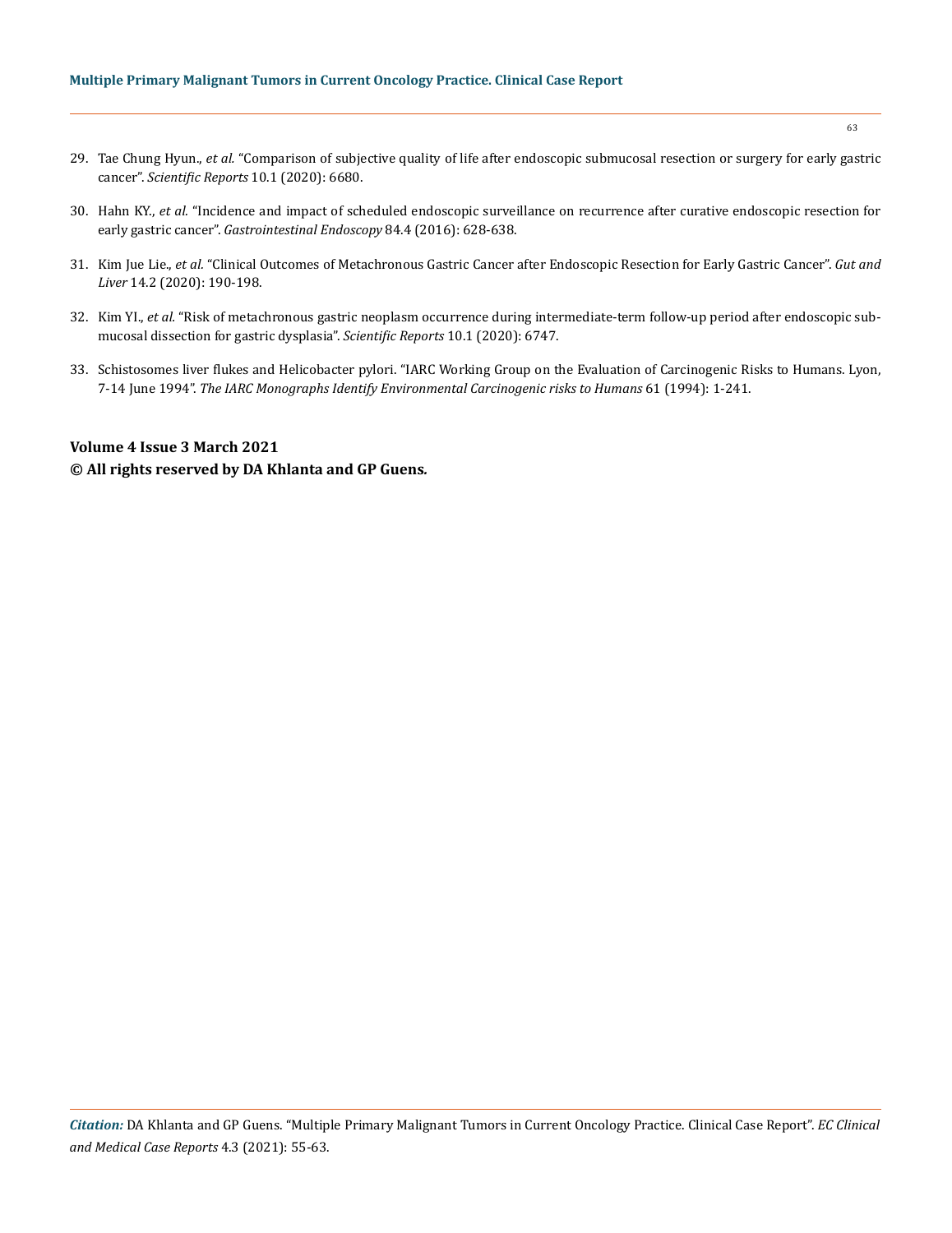29. Tae Chung Hyun., *et al.* "Comparison of subjective quality of life after endoscopic submucosal resection or surgery for early gastric cancer". *Scientific Reports* 10.1 (2020): 6680.

30. Hahn KY., *et al.* "Incidence and impact of scheduled endoscopic surveillance on recurrence after curative endoscopic resection for early gastric cancer". *Gastrointestinal Endoscopy* 84.4 (2016): 628-638.

31. Kim Jue Lie., *et al.* "Clinical Outcomes of Metachronous Gastric Cancer after Endoscopic Resection for Early Gastric Cancer". *Gut and Liver* 14.2 (2020): 190-198.

32. Kim YI., *et al.* "Risk of metachronous gastric neoplasm occurrence during intermediate-term follow-up period after endoscopic submucosal dissection for gastric dysplasia". *Scientific Reports* 10.1 (2020): 6747.

33. Schistosomes liver flukes and Helicobacter pylori. "IARC Working Group on the Evaluation of Carcinogenic Risks to Humans. Lyon, 7-14 June 1994". *The IARC Monographs Identify Environmental Carcinogenic risks to Humans* 61 (1994): 1-241.

**Volume 4 Issue 3 March 2021**
**© All rights reserved by DA Khlanta and GP Guens.**